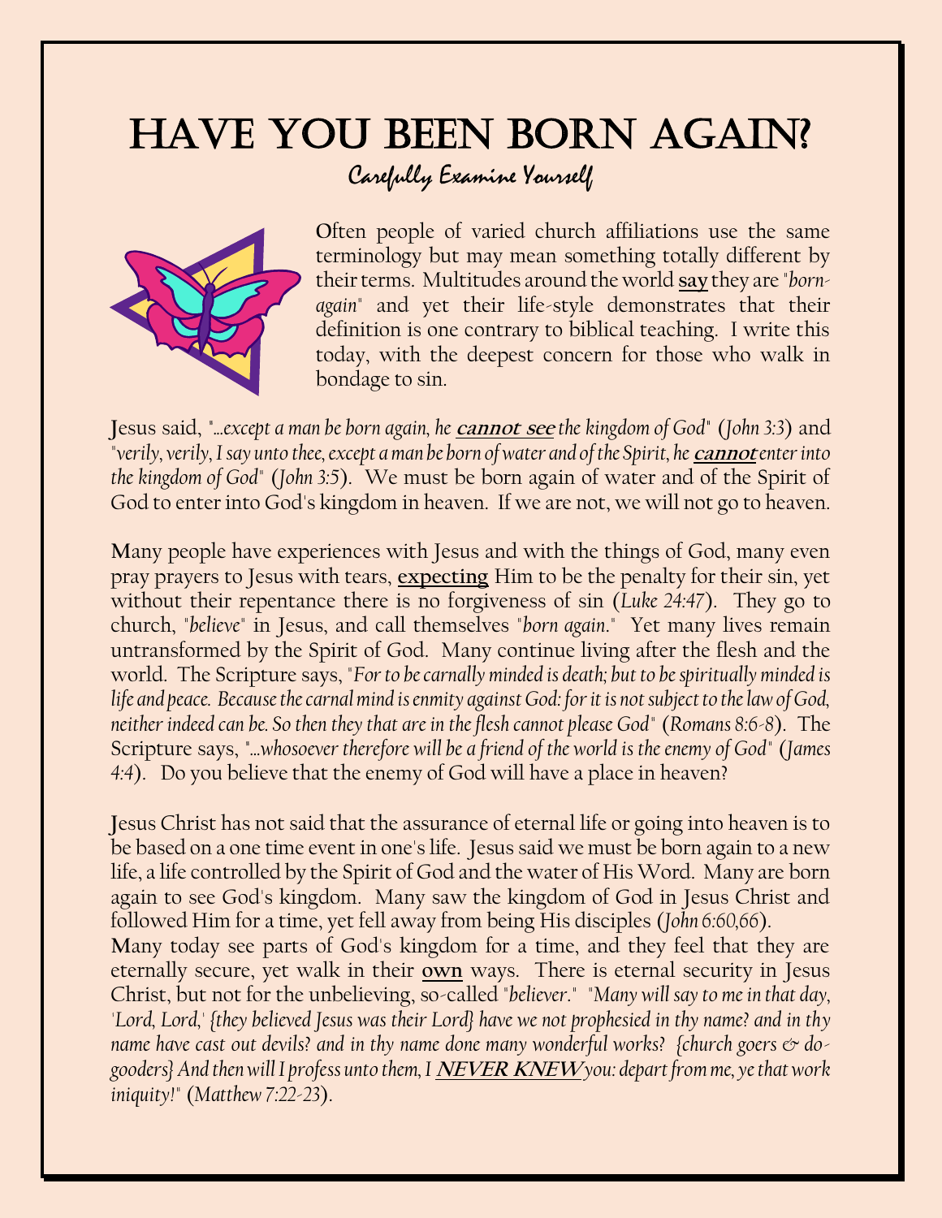# HAVE YOU BEEN BORN AGAIN?

## Carefully Examine Yourself

Often people of varied church affiliations use the same terminology but may mean something totally different by their terms. Multitudes around the world **say** they are "*born-again*" and yet their life-style demonstrates that their definition is one contrary to biblical teaching. I write this today, with the deepest concern for those who walk in bondage to sin.

Jesus said, "*...except a man be born again, he* ***cannot see*** *the kingdom of God*" (*John 3:3*) and "*verily, verily, I say unto thee, except a man be born of water and of the Spirit, he* ***cannot*** *enter into the kingdom of God*" (*John 3:5*). We must be born again of water and of the Spirit of God to enter into God's kingdom in heaven. If we are not, we will not go to heaven.

Many people have experiences with Jesus and with the things of God, many even pray prayers to Jesus with tears, **expecting** Him to be the penalty for their sin, yet without their repentance there is no forgiveness of sin (*Luke 24:47*). They go to church, "*believe*" in Jesus, and call themselves "*born again*." Yet many lives remain untransformed by the Spirit of God. Many continue living after the flesh and the world. The Scripture says, "*For to be carnally minded is death; but to be spiritually minded is life and peace. Because the carnal mind is enmity against God: for it is not subject to the law of God, neither indeed can be. So then they that are in the flesh cannot please God*" (*Romans 8:6-8*). The Scripture says, "*...whosoever therefore will be a friend of the world is the enemy of God*" (*James 4:4*). Do you believe that the enemy of God will have a place in heaven?

Jesus Christ has not said that the assurance of eternal life or going into heaven is to be based on a one time event in one's life. Jesus said we must be born again to a new life, a life controlled by the Spirit of God and the water of His Word. Many are born again to see God's kingdom. Many saw the kingdom of God in Jesus Christ and followed Him for a time, yet fell away from being His disciples (*John 6:60,66*).
Many today see parts of God's kingdom for a time, and they feel that they are eternally secure, yet walk in their **own** ways. There is eternal security in Jesus Christ, but not for the unbelieving, so-called "*believer*." "*Many will say to me in that day, 'Lord, Lord,' {they believed Jesus was their Lord} have we not prophesied in thy name? and in thy name have cast out devils? and in thy name done many wonderful works? {church goers & do-gooders} And then will I profess unto them, I* ***NEVER KNEW*** *you: depart from me, ye that work iniquity!*" (*Matthew 7:22-23*).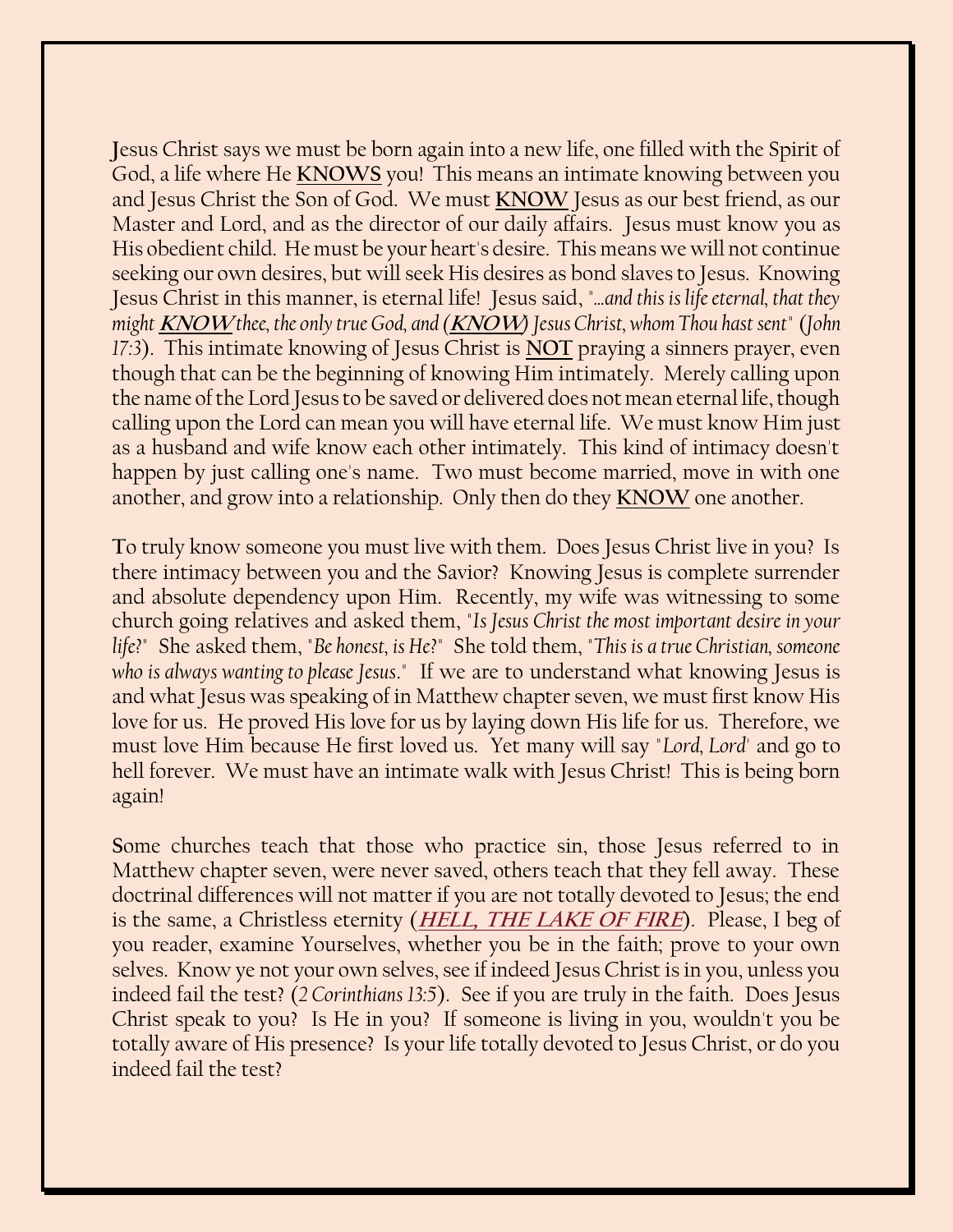Jesus Christ says we must be born again into a new life, one filled with the Spirit of God, a life where He **KNOWS** you! This means an intimate knowing between you and Jesus Christ the Son of God. We must **KNOW** Jesus as our best friend, as our Master and Lord, and as the director of our daily affairs. Jesus must know you as His obedient child. He must be your heart's desire. This means we will not continue seeking our own desires, but will seek His desires as bond slaves to Jesus. Knowing Jesus Christ in this manner, is eternal life! Jesus said, *"...and this is life eternal, that they might* ***KNOW*** *thee, the only true God, and (****KNOW****) Jesus Christ, whom Thou hast sent"* (*John 17:3*). This intimate knowing of Jesus Christ is **NOT** praying a sinners prayer, even though that can be the beginning of knowing Him intimately. Merely calling upon the name of the Lord Jesus to be saved or delivered does not mean eternal life, though calling upon the Lord can mean you will have eternal life. We must know Him just as a husband and wife know each other intimately. This kind of intimacy doesn't happen by just calling one's name. Two must become married, move in with one another, and grow into a relationship. Only then do they **KNOW** one another.

To truly know someone you must live with them. Does Jesus Christ live in you? Is there intimacy between you and the Savior? Knowing Jesus is complete surrender and absolute dependency upon Him. Recently, my wife was witnessing to some church going relatives and asked them, *"Is Jesus Christ the most important desire in your life?"* She asked them, *"Be honest, is He?"* She told them, *"This is a true Christian, someone who is always wanting to please Jesus."* If we are to understand what knowing Jesus is and what Jesus was speaking of in Matthew chapter seven, we must first know His love for us. He proved His love for us by laying down His life for us. Therefore, we must love Him because He first loved us. Yet many will say *"Lord, Lord'* and go to hell forever. We must have an intimate walk with Jesus Christ! This is being born again!

Some churches teach that those who practice sin, those Jesus referred to in Matthew chapter seven, were never saved, others teach that they fell away. These doctrinal differences will not matter if you are not totally devoted to Jesus; the end is the same, a Christless eternity (***HELL, THE LAKE OF FIRE***). Please, I beg of you reader, examine Yourselves, whether you be in the faith; prove to your own selves. Know ye not your own selves, see if indeed Jesus Christ is in you, unless you indeed fail the test? (*2 Corinthians 13:5*). See if you are truly in the faith. Does Jesus Christ speak to you? Is He in you? If someone is living in you, wouldn't you be totally aware of His presence? Is your life totally devoted to Jesus Christ, or do you indeed fail the test?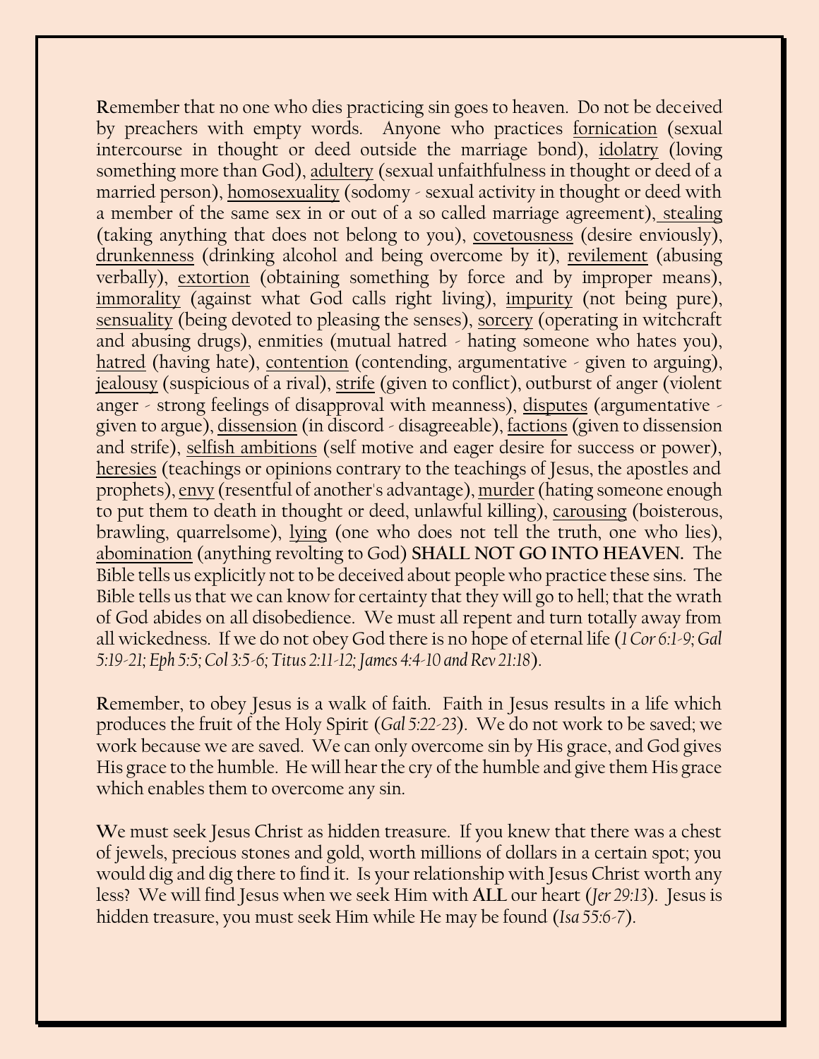Remember that no one who dies practicing sin goes to heaven. Do not be deceived by preachers with empty words. Anyone who practices <u>fornication</u> (sexual intercourse in thought or deed outside the marriage bond), <u>idolatry</u> (loving something more than God), <u>adultery</u> (sexual unfaithfulness in thought or deed of a married person), <u>homosexuality</u> (sodomy - sexual activity in thought or deed with a member of the same sex in or out of a so called marriage agreement), <u>stealing</u> (taking anything that does not belong to you), <u>covetousness</u> (desire enviously), <u>drunkenness</u> (drinking alcohol and being overcome by it), <u>revilement</u> (abusing verbally), <u>extortion</u> (obtaining something by force and by improper means), <u>immorality</u> (against what God calls right living), <u>impurity</u> (not being pure), <u>sensuality</u> (being devoted to pleasing the senses), <u>sorcery</u> (operating in witchcraft and abusing drugs), enmities (mutual hatred - hating someone who hates you), <u>hatred</u> (having hate), <u>contention</u> (contending, argumentative - given to arguing), <u>jealousy</u> (suspicious of a rival), <u>strife</u> (given to conflict), outburst of anger (violent anger - strong feelings of disapproval with meanness), <u>disputes</u> (argumentative - given to argue), <u>dissension</u> (in discord - disagreeable), <u>factions</u> (given to dissension and strife), <u>selfish ambitions</u> (self motive and eager desire for success or power), <u>heresies</u> (teachings or opinions contrary to the teachings of Jesus, the apostles and prophets), <u>envy</u> (resentful of another's advantage), <u>murder</u> (hating someone enough to put them to death in thought or deed, unlawful killing), <u>carousing</u> (boisterous, brawling, quarrelsome), <u>lying</u> (one who does not tell the truth, one who lies), <u>abomination</u> (anything revolting to God) **SHALL NOT GO INTO HEAVEN.** The Bible tells us explicitly not to be deceived about people who practice these sins. The Bible tells us that we can know for certainty that they will go to hell; that the wrath of God abides on all disobedience. We must all repent and turn totally away from all wickedness. If we do not obey God there is no hope of eternal life (*1 Cor 6:1-9; Gal 5:19-21; Eph 5:5; Col 3:5-6; Titus 2:11-12; James 4:4-10 and Rev 21:18*).

Remember, to obey Jesus is a walk of faith. Faith in Jesus results in a life which produces the fruit of the Holy Spirit (*Gal 5:22-23*). We do not work to be saved; we work because we are saved. We can only overcome sin by His grace, and God gives His grace to the humble. He will hear the cry of the humble and give them His grace which enables them to overcome any sin.

We must seek Jesus Christ as hidden treasure. If you knew that there was a chest of jewels, precious stones and gold, worth millions of dollars in a certain spot; you would dig and dig there to find it. Is your relationship with Jesus Christ worth any less? We will find Jesus when we seek Him with **ALL** our heart (*Jer 29:13*). Jesus is hidden treasure, you must seek Him while He may be found (*Isa 55:6-7*).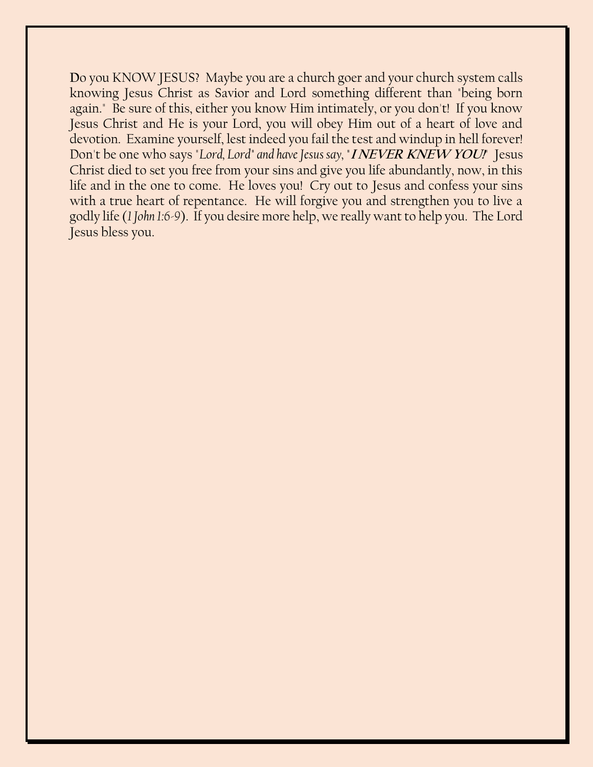**D**o you KNOW JESUS? Maybe you are a church goer and your church system calls knowing Jesus Christ as Savior and Lord something different than "being born again." Be sure of this, either you know Him intimately, or you don't! If you know Jesus Christ and He is your Lord, you will obey Him out of a heart of love and devotion. Examine yourself, lest indeed you fail the test and windup in hell forever! Don't be one who says *"Lord, Lord" and have Jesus say, "**I NEVER KNEW YOU!**"* Jesus Christ died to set you free from your sins and give you life abundantly, now, in this life and in the one to come. He loves you! Cry out to Jesus and confess your sins with a true heart of repentance. He will forgive you and strengthen you to live a godly life (*1 John 1:6-9*). If you desire more help, we really want to help you. The Lord Jesus bless you.